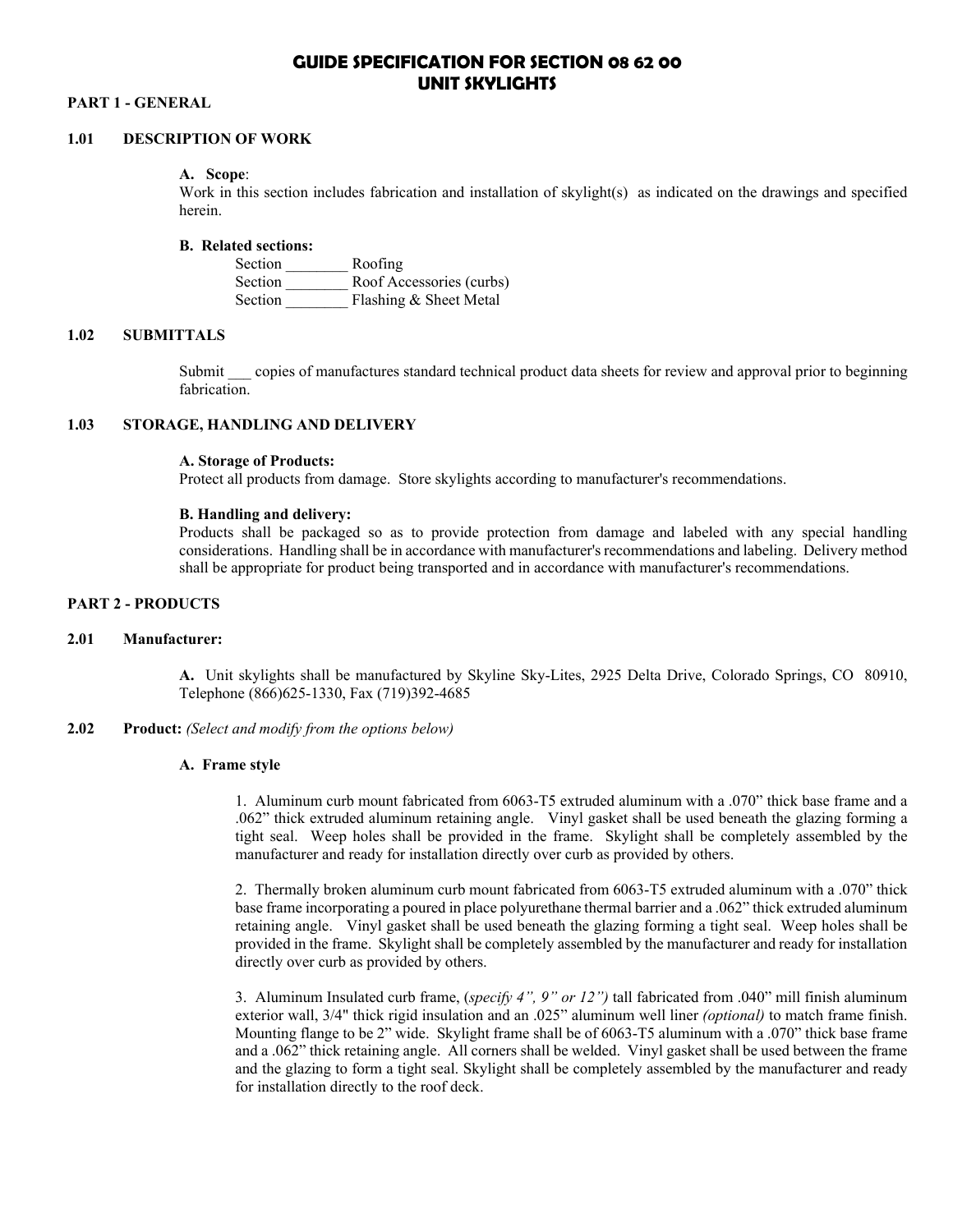# GUIDE SPECIFICATION FOR SECTION 08 62 00
# UNIT SKYLIGHTS

## PART 1 - GENERAL

### 1.01 DESCRIPTION OF WORK

**A. Scope**:
Work in this section includes fabrication and installation of skylight(s) as indicated on the drawings and specified herein.

**B. Related sections:**

Section ________ Roofing
Section ________ Roof Accessories (curbs)
Section ________ Flashing & Sheet Metal

### 1.02 SUBMITTALS

Submit ___ copies of manufactures standard technical product data sheets for review and approval prior to beginning fabrication.

### 1.03 STORAGE, HANDLING AND DELIVERY

**A. Storage of Products:**
Protect all products from damage. Store skylights according to manufacturer's recommendations.

**B. Handling and delivery:**
Products shall be packaged so as to provide protection from damage and labeled with any special handling considerations. Handling shall be in accordance with manufacturer's recommendations and labeling. Delivery method shall be appropriate for product being transported and in accordance with manufacturer's recommendations.

## PART 2 - PRODUCTS

### 2.01 Manufacturer:

**A.** Unit skylights shall be manufactured by Skyline Sky-Lites, 2925 Delta Drive, Colorado Springs, CO 80910, Telephone (866)625-1330, Fax (719)392-4685

### 2.02 Product: *(Select and modify from the options below)*

**A. Frame style**

1. Aluminum curb mount fabricated from 6063-T5 extruded aluminum with a .070" thick base frame and a .062" thick extruded aluminum retaining angle. Vinyl gasket shall be used beneath the glazing forming a tight seal. Weep holes shall be provided in the frame. Skylight shall be completely assembled by the manufacturer and ready for installation directly over curb as provided by others.

2. Thermally broken aluminum curb mount fabricated from 6063-T5 extruded aluminum with a .070" thick base frame incorporating a poured in place polyurethane thermal barrier and a .062" thick extruded aluminum retaining angle. Vinyl gasket shall be used beneath the glazing forming a tight seal. Weep holes shall be provided in the frame. Skylight shall be completely assembled by the manufacturer and ready for installation directly over curb as provided by others.

3. Aluminum Insulated curb frame, (*specify 4", 9" or 12")* tall fabricated from .040" mill finish aluminum exterior wall, 3/4" thick rigid insulation and an .025" aluminum well liner *(optional)* to match frame finish. Mounting flange to be 2" wide. Skylight frame shall be of 6063-T5 aluminum with a .070" thick base frame and a .062" thick retaining angle. All corners shall be welded. Vinyl gasket shall be used between the frame and the glazing to form a tight seal. Skylight shall be completely assembled by the manufacturer and ready for installation directly to the roof deck.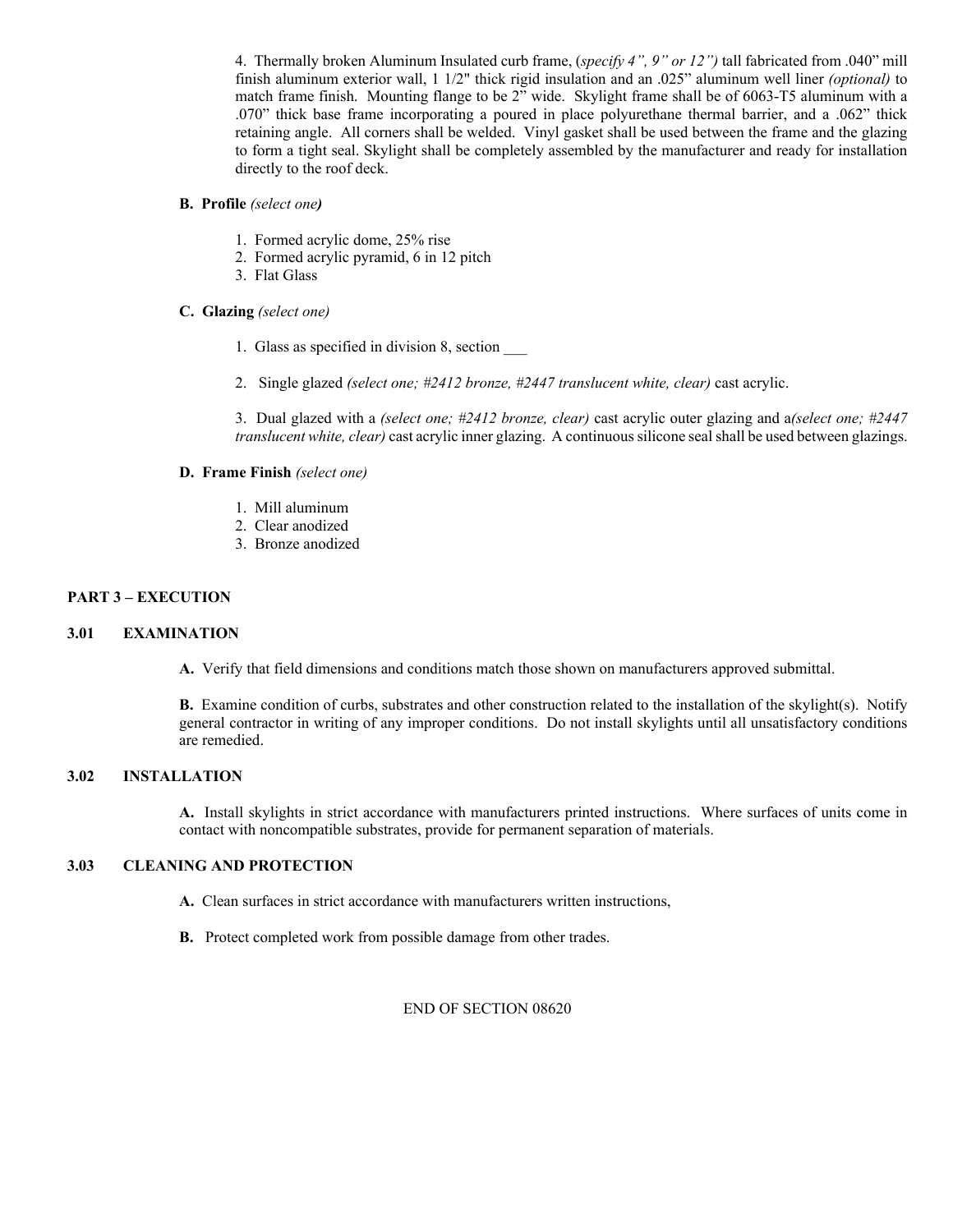4. Thermally broken Aluminum Insulated curb frame, (*specify 4", 9" or 12")* tall fabricated from .040" mill finish aluminum exterior wall, 1 1/2" thick rigid insulation and an .025" aluminum well liner *(optional)* to match frame finish. Mounting flange to be 2" wide. Skylight frame shall be of 6063-T5 aluminum with a .070" thick base frame incorporating a poured in place polyurethane thermal barrier, and a .062" thick retaining angle. All corners shall be welded. Vinyl gasket shall be used between the frame and the glazing to form a tight seal. Skylight shall be completely assembled by the manufacturer and ready for installation directly to the roof deck.

**B. Profile** *(select one)*

1. Formed acrylic dome, 25% rise
2. Formed acrylic pyramid, 6 in 12 pitch
3. Flat Glass

**C. Glazing** *(select one)*

1. Glass as specified in division 8, section ___

2. Single glazed *(select one; #2412 bronze, #2447 translucent white, clear)* cast acrylic.

3. Dual glazed with a *(select one; #2412 bronze, clear)* cast acrylic outer glazing and a*(select one; #2447 translucent white, clear)* cast acrylic inner glazing. A continuous silicone seal shall be used between glazings.

**D. Frame Finish** *(select one)*

1. Mill aluminum
2. Clear anodized
3. Bronze anodized

## PART 3 – EXECUTION

### 3.01 EXAMINATION

**A.** Verify that field dimensions and conditions match those shown on manufacturers approved submittal.

**B.** Examine condition of curbs, substrates and other construction related to the installation of the skylight(s). Notify general contractor in writing of any improper conditions. Do not install skylights until all unsatisfactory conditions are remedied.

### 3.02 INSTALLATION

**A.** Install skylights in strict accordance with manufacturers printed instructions. Where surfaces of units come in contact with noncompatible substrates, provide for permanent separation of materials.

### 3.03 CLEANING AND PROTECTION

**A.** Clean surfaces in strict accordance with manufacturers written instructions,

**B.** Protect completed work from possible damage from other trades.

END OF SECTION 08620